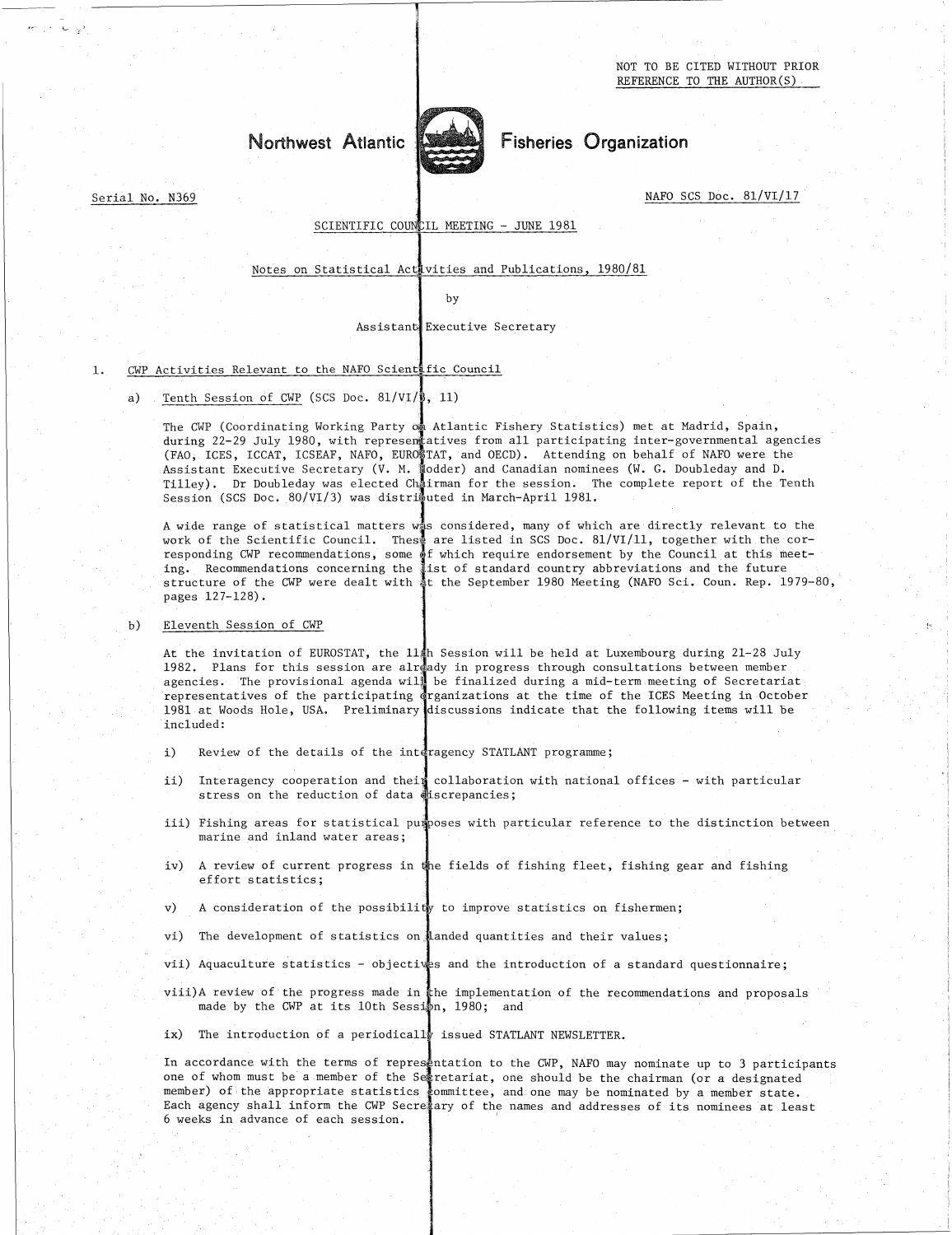NOT TO BE CITED WITHOUT PRIOR REFERENCE TO THE AUTHOR(S)

# Northwest Atlantic Fisheries Organization

Serial No. N369

NAFO SCS Doc. 81/VI/17

SCIENTIFIC COUNCIL MEETING - JUNE 1981

## Notes on Statistical Activities and Publications, 1980/81

by

Assistant Executive Secretary

1. CWP Activities Relevant to the NAFO Scientific Council

   a) Tenth Session of CWP (SCS Doc. 81/VI/3, 11)

   The CWP (Coordinating Working Party on Atlantic Fishery Statistics) met at Madrid, Spain, during 22-29 July 1980, with representatives from all participating inter-governmental agencies (FAO, ICES, ICCAT, ICSEAF, NAFO, EUROSTAT, and OECD). Attending on behalf of NAFO were the Assistant Executive Secretary (V. M. Hodder) and Canadian nominees (W. G. Doubleday and D. Tilley). Dr Doubleday was elected Chairman for the session. The complete report of the Tenth Session (SCS Doc. 80/VI/3) was distributed in March-April 1981.

   A wide range of statistical matters was considered, many of which are directly relevant to the work of the Scientific Council. These are listed in SCS Doc. 81/VI/11, together with the corresponding CWP recommendations, some of which require endorsement by the Council at this meeting. Recommendations concerning the list of standard country abbreviations and the future structure of the CWP were dealt with at the September 1980 Meeting (NAFO Sci. Coun. Rep. 1979-80, pages 127-128).

   b) Eleventh Session of CWP

   At the invitation of EUROSTAT, the 11th Session will be held at Luxembourg during 21-28 July 1982. Plans for this session are already in progress through consultations between member agencies. The provisional agenda will be finalized during a mid-term meeting of Secretariat representatives of the participating organizations at the time of the ICES Meeting in October 1981 at Woods Hole, USA. Preliminary discussions indicate that the following items will be included:

   i) Review of the details of the interagency STATLANT programme;

   ii) Interagency cooperation and their collaboration with national offices - with particular stress on the reduction of data discrepancies;

   iii) Fishing areas for statistical purposes with particular reference to the distinction between marine and inland water areas;

   iv) A review of current progress in the fields of fishing fleet, fishing gear and fishing effort statistics;

   v) A consideration of the possibility to improve statistics on fishermen;

   vi) The development of statistics on landed quantities and their values;

   vii) Aquaculture statistics - objectives and the introduction of a standard questionnaire;

   viii) A review of the progress made in the implementation of the recommendations and proposals made by the CWP at its 10th Session, 1980; and

   ix) The introduction of a periodically issued STATLANT NEWSLETTER.

   In accordance with the terms of representation to the CWP, NAFO may nominate up to 3 participants one of whom must be a member of the Secretariat, one should be the chairman (or a designated member) of the appropriate statistics committee, and one may be nominated by a member state. Each agency shall inform the CWP Secretary of the names and addresses of its nominees at least 6 weeks in advance of each session.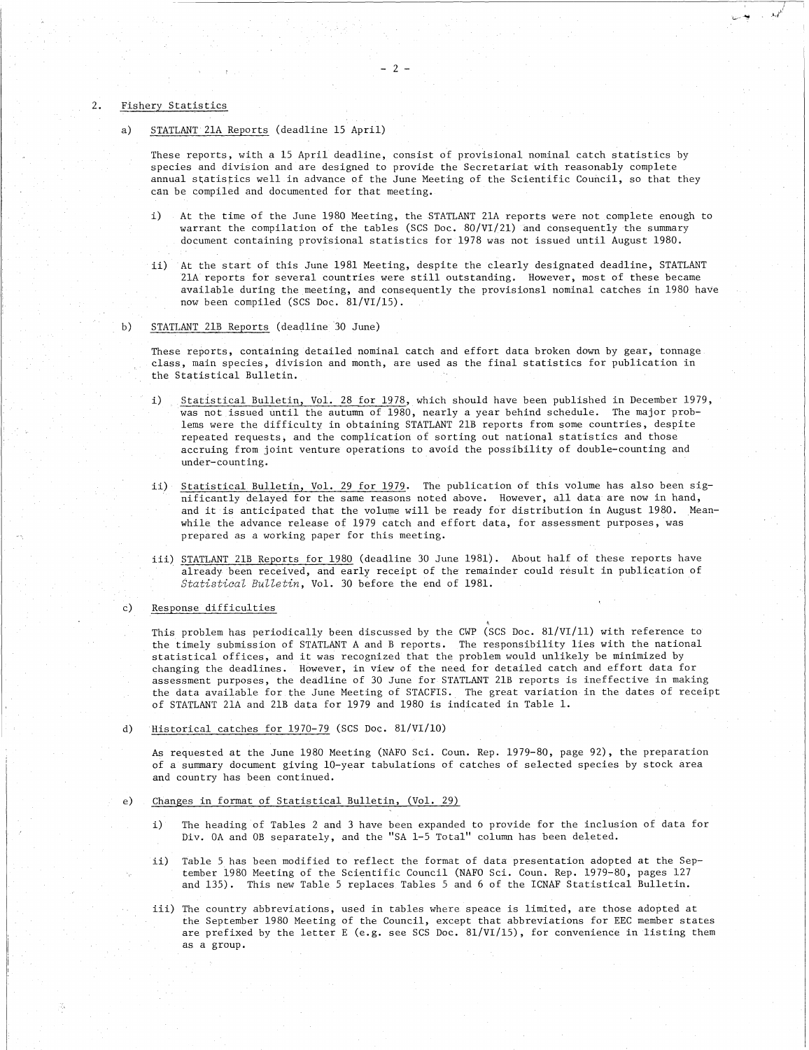## 2. Fishery Statistics

### a) STATLANT 21A Reports (deadline 15 April)

These reports, with a 15 April deadline, consist of provisional nominal catch statistics by species and division and are designed to provide the Secretariat with reasonably complete annual statistics well in advance of the June Meeting of the Scientific Council, so that they can be compiled and documented for that meeting.

i) At the time of the June 1980 Meeting, the STATLANT 21A reports were not complete enough to warrant the compilation of the tables (SCS Doc. 80/VI/21) and consequently the summary document containing provisional statistics for 1978 was not issued until August 1980.

ii) At the start of this June 1981 Meeting, despite the clearly designated deadline, STATLANT 21A reports for several countries were still outstanding. However, most of these became available during the meeting, and consequently the provisionsl nominal catches in 1980 have now been compiled (SCS Doc. 81/VI/15).

### b) STATLANT 21B Reports (deadline 30 June)

These reports, containing detailed nominal catch and effort data broken down by gear, tonnage class, main species, division and month, are used as the final statistics for publication in the Statistical Bulletin.

i) Statistical Bulletin, Vol. 28 for 1978, which should have been published in December 1979, was not issued until the autumn of 1980, nearly a year behind schedule. The major problems were the difficulty in obtaining STATLANT 21B reports from some countries, despite repeated requests, and the complication of sorting out national statistics and those accruing from joint venture operations to avoid the possibility of double-counting and under-counting.

ii) Statistical Bulletin, Vol. 29 for 1979. The publication of this volume has also been significantly delayed for the same reasons noted above. However, all data are now in hand, and it is anticipated that the volume will be ready for distribution in August 1980. Meanwhile the advance release of 1979 catch and effort data, for assessment purposes, was prepared as a working paper for this meeting.

iii) STATLANT 21B Reports for 1980 (deadline 30 June 1981). About half of these reports have already been received, and early receipt of the remainder could result in publication of *Statistical Bulletin*, Vol. 30 before the end of 1981.

### c) Response difficulties

This problem has periodically been discussed by the CWP (SCS Doc. 81/VI/11) with reference to the timely submission of STATLANT A and B reports. The responsibility lies with the national statistical offices, and it was recognized that the problem would unlikely be minimized by changing the deadlines. However, in view of the need for detailed catch and effort data for assessment purposes, the deadline of 30 June for STATLANT 21B reports is ineffective in making the data available for the June Meeting of STACFIS. The great variation in the dates of receipt of STATLANT 21A and 21B data for 1979 and 1980 is indicated in Table 1.

### d) Historical catches for 1970-79 (SCS Doc. 81/VI/10)

As requested at the June 1980 Meeting (NAFO Sci. Coun. Rep. 1979-80, page 92), the preparation of a summary document giving 10-year tabulations of catches of selected species by stock area and country has been continued.

### e) Changes in format of Statistical Bulletin, (Vol. 29)

i) The heading of Tables 2 and 3 have been expanded to provide for the inclusion of data for Div. 0A and 0B separately, and the "SA 1-5 Total" column has been deleted.

ii) Table 5 has been modified to reflect the format of data presentation adopted at the September 1980 Meeting of the Scientific Council (NAFO Sci. Coun. Rep. 1979-80, pages 127 and 135). This new Table 5 replaces Tables 5 and 6 of the ICNAF Statistical Bulletin.

iii) The country abbreviations, used in tables where speace is limited, are those adopted at the September 1980 Meeting of the Council, except that abbreviations for EEC member states are prefixed by the letter E (e.g. see SCS Doc. 81/VI/15), for convenience in listing them as a group.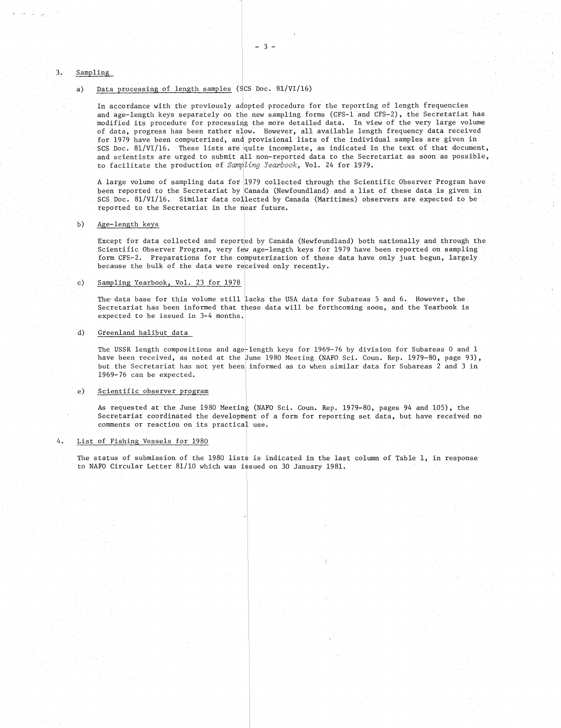## 3. Sampling

### a) Data processing of length samples (SCS Doc. 81/VI/16)

In accordance with the previously adopted procedure for the reporting of length frequencies and age-length keys separately on the new sampling forms (CFS-1 and CFS-2), the Secretariat has modified its procedure for processing the more detailed data. In view of the very large volume of data, progress has been rather slow. However, all available length frequency data received for 1979 have been computerized, and provisional lists of the individual samples are given in SCS Doc. 81/VI/16. These lists are quite incomplete, as indicated in the text of that document, and scientists are urged to submit all non-reported data to the Secretariat as soon as possible, to facilitate the production of *Sampling Yearbook*, Vol. 24 for 1979.

A large volume of sampling data for 1979 collected through the Scientific Observer Program have been reported to the Secretariat by Canada (Newfoundland) and a list of these data is given in SCS Doc. 81/VI/16. Similar data collected by Canada (Maritimes) observers are expected to be reported to the Secretariat in the near future.

### b) Age-length keys

Except for data collected and reported by Canada (Newfoundland) both nationally and through the Scientific Observer Program, very few age-length keys for 1979 have been reported on sampling form CFS-2. Preparations for the computerization of these data have only just begun, largely because the bulk of the data were received only recently.

### c) Sampling Yearbook, Vol. 23 for 1978

The data base for this volume still lacks the USA data for Subareas 5 and 6. However, the Secretariat has been informed that these data will be forthcoming soon, and the Yearbook is expected to be issued in 3-4 months.

### d) Greenland halibut data

The USSR length compositions and age-length keys for 1969-76 by division for Subareas 0 and 1 have been received, as noted at the June 1980 Meeting (NAFO Sci. Coun. Rep. 1979-80, page 93), but the Secretariat has not yet been informed as to when similar data for Subareas 2 and 3 in 1969-76 can be expected.

### e) Scientific observer program

As requested at the June 1980 Meeting (NAFO Sci. Coun. Rep. 1979-80, pages 94 and 105), the Secretariat coordinated the development of a form for reporting set data, but have received no comments or reaction on its practical use.

## 4. List of Fishing Vessels for 1980

The status of submission of the 1980 lists is indicated in the last column of Table 1, in response to NAFO Circular Letter 81/10 which was issued on 30 January 1981.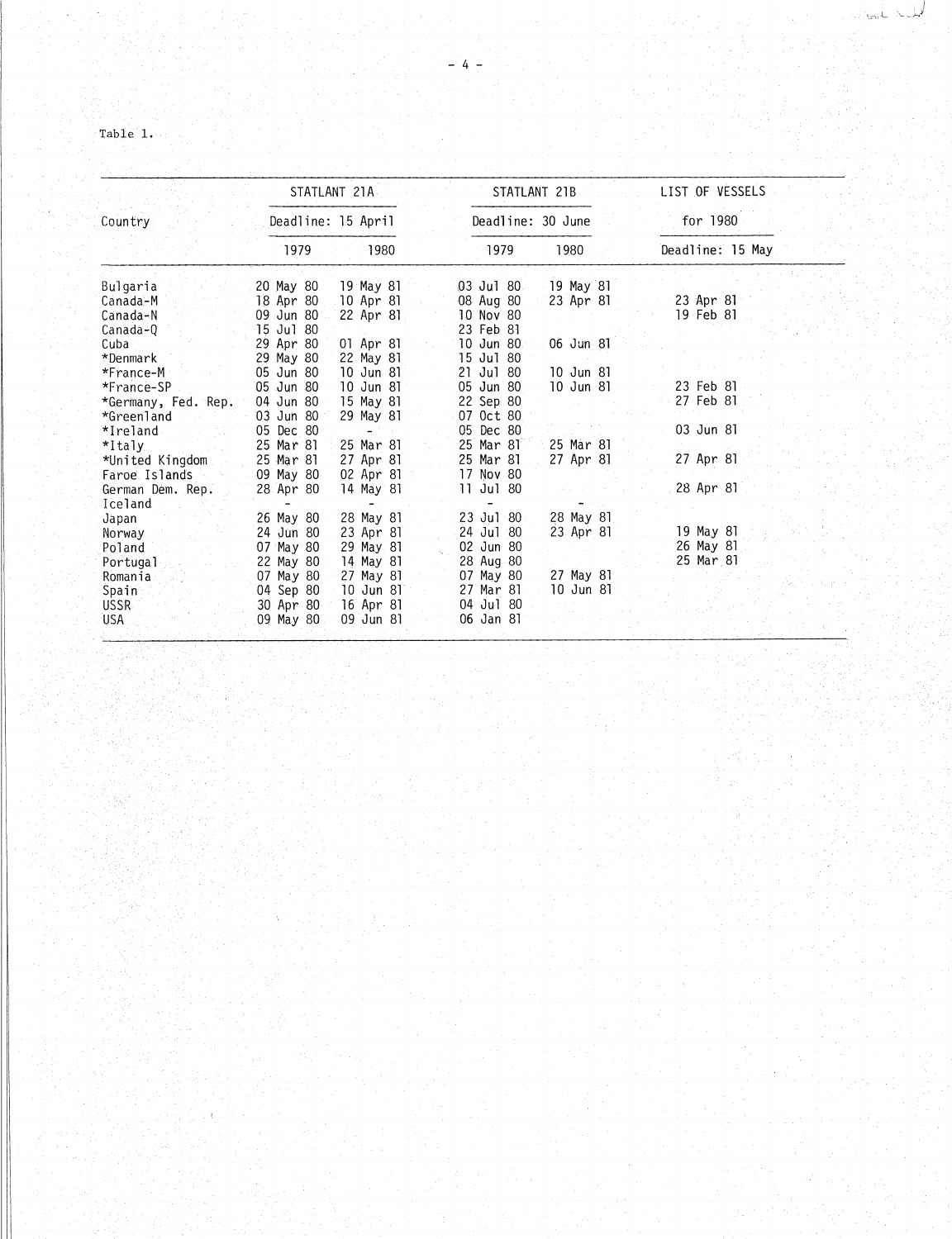Table 1.

| Country | STATLANT 21A Deadline: 15 April | | STATLANT 21B Deadline: 30 June | | LIST OF VESSELS for 1980 |
|---|---|---|---|---|---|
| | 1979 | 1980 | 1979 | 1980 | Deadline: 15 May |
| Bulgaria | 20 May 80 | 19 May 81 | 03 Jul 80 | 19 May 81 | |
| Canada-M | 18 Apr 80 | 10 Apr 81 | 08 Aug 80 | 23 Apr 81 | 23 Apr 81 |
| Canada-N | 09 Jun 80 | 22 Apr 81 | 10 Nov 80 | | 19 Feb 81 |
| Canada-Q | 15 Jul 80 | | 23 Feb 81 | | |
| Cuba | 29 Apr 80 | 01 Apr 81 | 10 Jun 80 | 06 Jun 81 | |
| *Denmark | 29 May 80 | 22 May 81 | 15 Jul 80 | | |
| *France-M | 05 Jun 80 | 10 Jun 81 | 21 Jul 80 | 10 Jun 81 | |
| *France-SP | 05 Jun 80 | 10 Jun 81 | 05 Jun 80 | 10 Jun 81 | 23 Feb 81 |
| *Germany, Fed. Rep. | 04 Jun 80 | 15 May 81 | 22 Sep 80 | | 27 Feb 81 |
| *Greenland | 03 Jun 80 | 29 May 81 | 07 Oct 80 | | |
| *Ireland | 05 Dec 80 | - | 05 Dec 80 | | 03 Jun 81 |
| *Italy | 25 Mar 81 | 25 Mar 81 | 25 Mar 81 | 25 Mar 81 | |
| *United Kingdom | 25 Mar 81 | 27 Apr 81 | 25 Mar 81 | 27 Apr 81 | 27 Apr 81 |
| Faroe Islands | 09 May 80 | 02 Apr 81 | 17 Nov 80 | | |
| German Dem. Rep. | 28 Apr 80 | 14 May 81 | 11 Jul 80 | | 28 Apr 81 |
| Iceland | - | - | - | - | |
| Japan | 26 May 80 | 28 May 81 | 23 Jul 80 | 28 May 81 | |
| Norway | 24 Jun 80 | 23 Apr 81 | 24 Jul 80 | 23 Apr 81 | 19 May 81 |
| Poland | 07 May 80 | 29 May 81 | 02 Jun 80 | | 26 May 81 |
| Portugal | 22 May 80 | 14 May 81 | 28 Aug 80 | | 25 Mar 81 |
| Romania | 07 May 80 | 27 May 81 | 07 May 80 | 27 May 81 | |
| Spain | 04 Sep 80 | 10 Jun 81 | 27 Mar 81 | 10 Jun 81 | |
| USSR | 30 Apr 80 | 16 Apr 81 | 04 Jul 80 | | |
| USA | 09 May 80 | 09 Jun 81 | 06 Jan 81 | | |